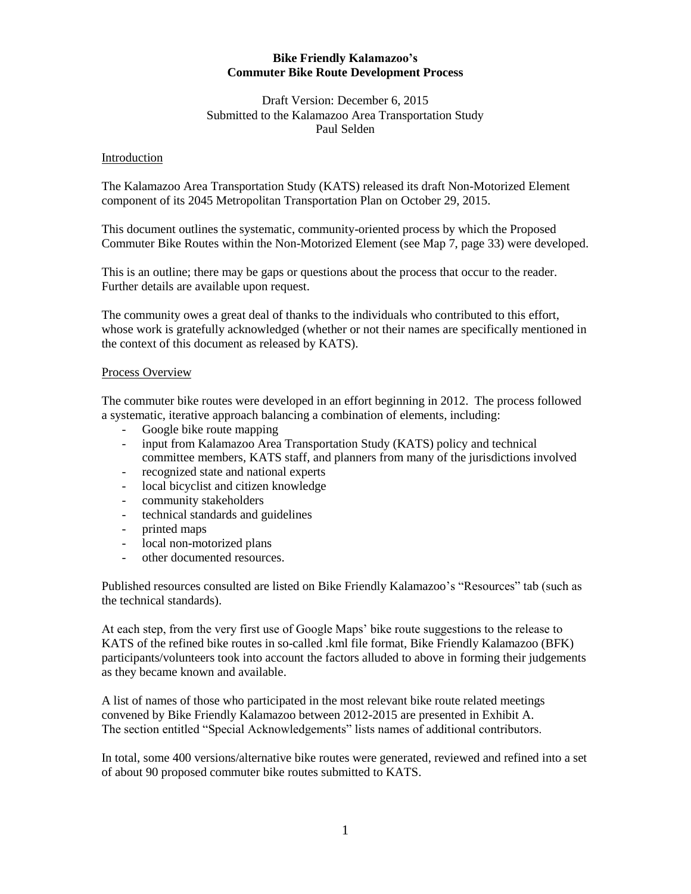# Bike Friendly Kalamazoo's
# Commuter Bike Route Development Process

Draft Version: December 6, 2015
Submitted to the Kalamazoo Area Transportation Study
Paul Selden

## Introduction

The Kalamazoo Area Transportation Study (KATS) released its draft Non-Motorized Element component of its 2045 Metropolitan Transportation Plan on October 29, 2015.

This document outlines the systematic, community-oriented process by which the Proposed Commuter Bike Routes within the Non-Motorized Element (see Map 7, page 33) were developed.

This is an outline; there may be gaps or questions about the process that occur to the reader. Further details are available upon request.

The community owes a great deal of thanks to the individuals who contributed to this effort, whose work is gratefully acknowledged (whether or not their names are specifically mentioned in the context of this document as released by KATS).

## Process Overview

The commuter bike routes were developed in an effort beginning in 2012. The process followed a systematic, iterative approach balancing a combination of elements, including:

- Google bike route mapping
- input from Kalamazoo Area Transportation Study (KATS) policy and technical committee members, KATS staff, and planners from many of the jurisdictions involved
- recognized state and national experts
- local bicyclist and citizen knowledge
- community stakeholders
- technical standards and guidelines
- printed maps
- local non-motorized plans
- other documented resources.

Published resources consulted are listed on Bike Friendly Kalamazoo's "Resources" tab (such as the technical standards).

At each step, from the very first use of Google Maps' bike route suggestions to the release to KATS of the refined bike routes in so-called .kml file format, Bike Friendly Kalamazoo (BFK) participants/volunteers took into account the factors alluded to above in forming their judgements as they became known and available.

A list of names of those who participated in the most relevant bike route related meetings convened by Bike Friendly Kalamazoo between 2012-2015 are presented in Exhibit A. The section entitled "Special Acknowledgements" lists names of additional contributors.

In total, some 400 versions/alternative bike routes were generated, reviewed and refined into a set of about 90 proposed commuter bike routes submitted to KATS.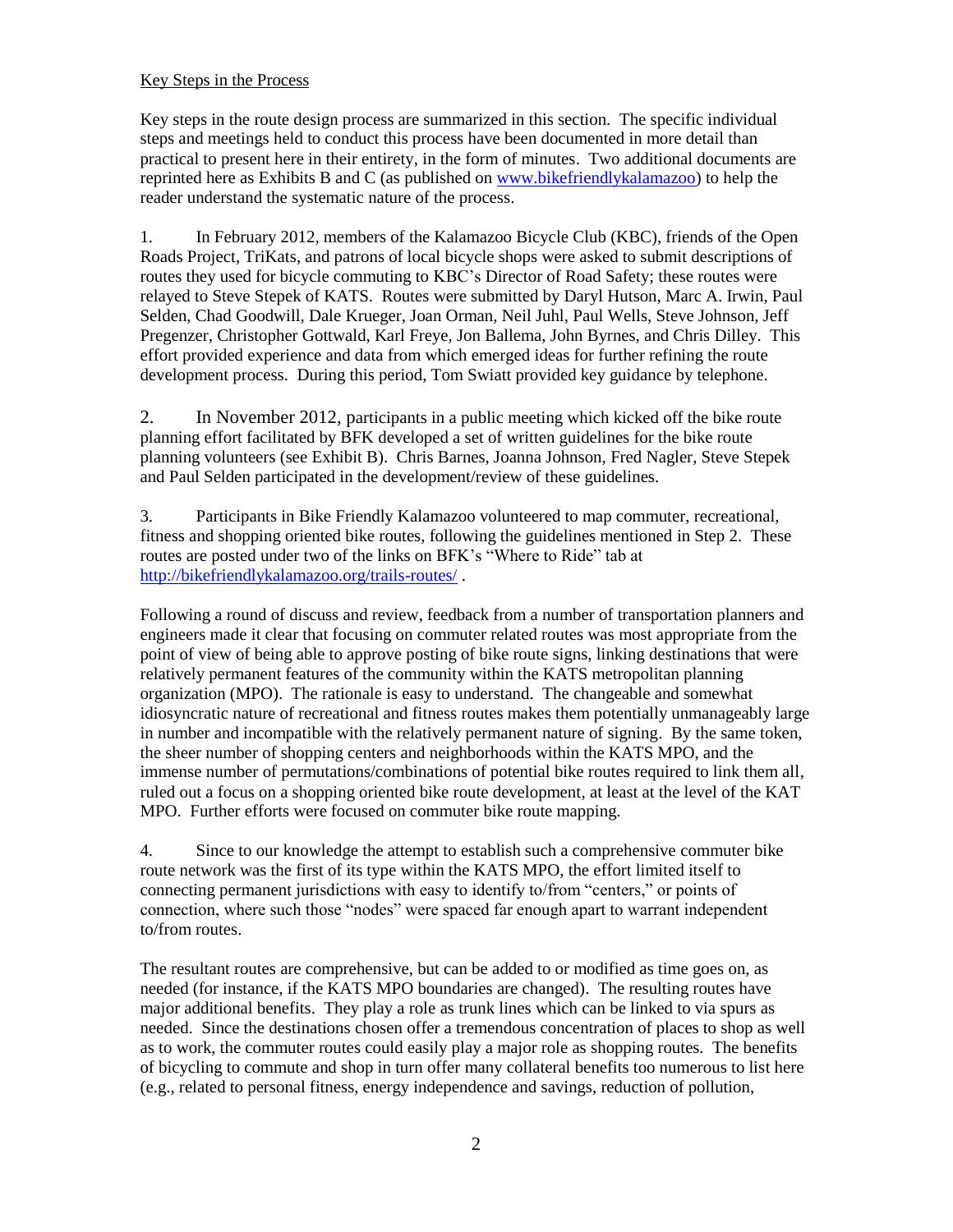Key Steps in the Process

Key steps in the route design process are summarized in this section. The specific individual steps and meetings held to conduct this process have been documented in more detail than practical to present here in their entirety, in the form of minutes. Two additional documents are reprinted here as Exhibits B and C (as published on [www.bikefriendlykalamazoo](www.bikefriendlykalamazoo)) to help the reader understand the systematic nature of the process.

1. In February 2012, members of the Kalamazoo Bicycle Club (KBC), friends of the Open Roads Project, TriKats, and patrons of local bicycle shops were asked to submit descriptions of routes they used for bicycle commuting to KBC's Director of Road Safety; these routes were relayed to Steve Stepek of KATS. Routes were submitted by Daryl Hutson, Marc A. Irwin, Paul Selden, Chad Goodwill, Dale Krueger, Joan Orman, Neil Juhl, Paul Wells, Steve Johnson, Jeff Pregenzer, Christopher Gottwald, Karl Freye, Jon Ballema, John Byrnes, and Chris Dilley. This effort provided experience and data from which emerged ideas for further refining the route development process. During this period, Tom Swiatt provided key guidance by telephone.

2. In November 2012, participants in a public meeting which kicked off the bike route planning effort facilitated by BFK developed a set of written guidelines for the bike route planning volunteers (see Exhibit B). Chris Barnes, Joanna Johnson, Fred Nagler, Steve Stepek and Paul Selden participated in the development/review of these guidelines.

3. Participants in Bike Friendly Kalamazoo volunteered to map commuter, recreational, fitness and shopping oriented bike routes, following the guidelines mentioned in Step 2. These routes are posted under two of the links on BFK's "Where to Ride" tab at <http://bikefriendlykalamazoo.org/trails-routes/> .

Following a round of discuss and review, feedback from a number of transportation planners and engineers made it clear that focusing on commuter related routes was most appropriate from the point of view of being able to approve posting of bike route signs, linking destinations that were relatively permanent features of the community within the KATS metropolitan planning organization (MPO). The rationale is easy to understand. The changeable and somewhat idiosyncratic nature of recreational and fitness routes makes them potentially unmanageably large in number and incompatible with the relatively permanent nature of signing. By the same token, the sheer number of shopping centers and neighborhoods within the KATS MPO, and the immense number of permutations/combinations of potential bike routes required to link them all, ruled out a focus on a shopping oriented bike route development, at least at the level of the KAT MPO. Further efforts were focused on commuter bike route mapping.

4. Since to our knowledge the attempt to establish such a comprehensive commuter bike route network was the first of its type within the KATS MPO, the effort limited itself to connecting permanent jurisdictions with easy to identify to/from "centers," or points of connection, where such those "nodes" were spaced far enough apart to warrant independent to/from routes.

The resultant routes are comprehensive, but can be added to or modified as time goes on, as needed (for instance, if the KATS MPO boundaries are changed). The resulting routes have major additional benefits. They play a role as trunk lines which can be linked to via spurs as needed. Since the destinations chosen offer a tremendous concentration of places to shop as well as to work, the commuter routes could easily play a major role as shopping routes. The benefits of bicycling to commute and shop in turn offer many collateral benefits too numerous to list here (e.g., related to personal fitness, energy independence and savings, reduction of pollution,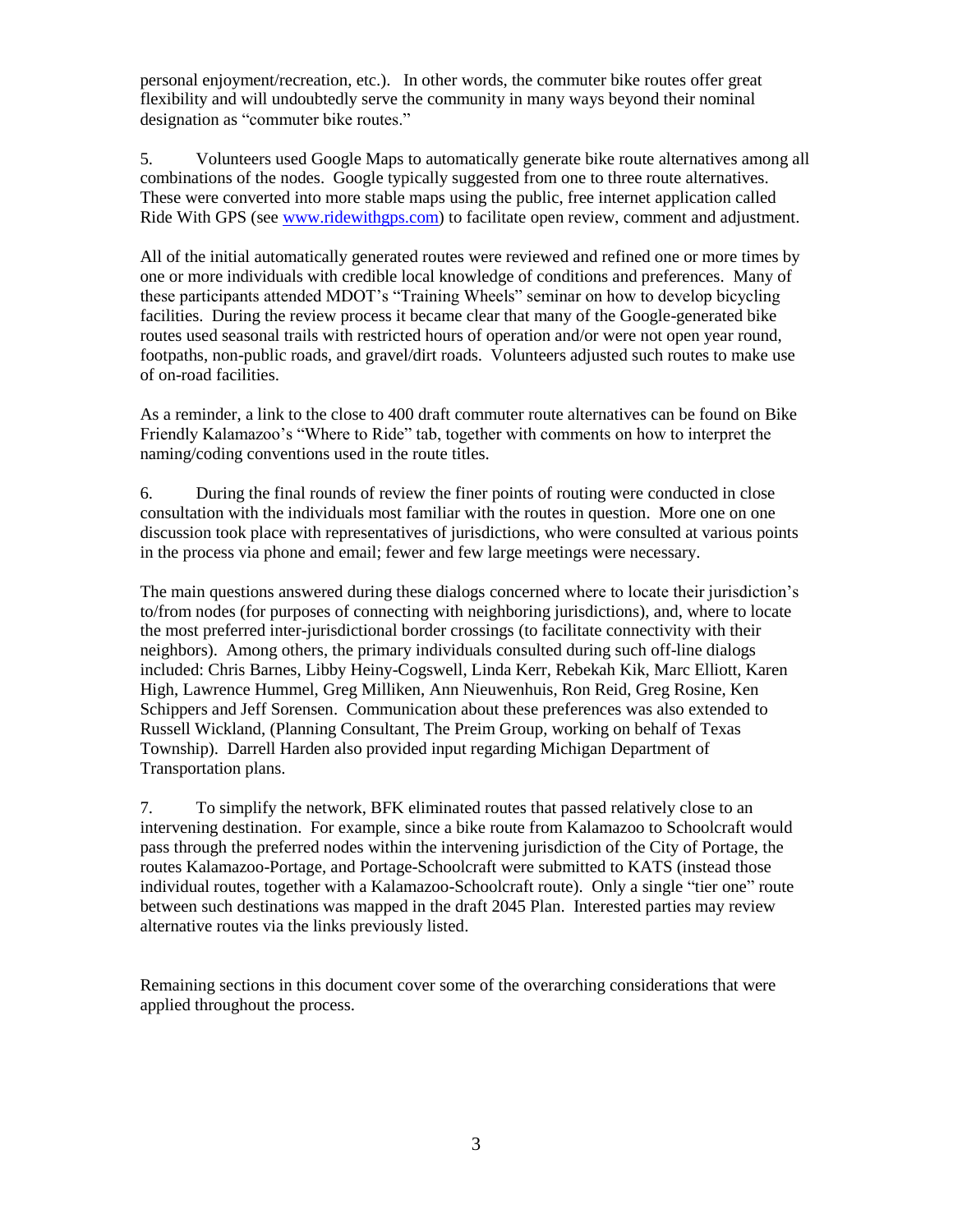personal enjoyment/recreation, etc.). In other words, the commuter bike routes offer great flexibility and will undoubtedly serve the community in many ways beyond their nominal designation as "commuter bike routes."

5. Volunteers used Google Maps to automatically generate bike route alternatives among all combinations of the nodes. Google typically suggested from one to three route alternatives. These were converted into more stable maps using the public, free internet application called Ride With GPS (see www.ridewithgps.com) to facilitate open review, comment and adjustment.

All of the initial automatically generated routes were reviewed and refined one or more times by one or more individuals with credible local knowledge of conditions and preferences. Many of these participants attended MDOT's "Training Wheels" seminar on how to develop bicycling facilities. During the review process it became clear that many of the Google-generated bike routes used seasonal trails with restricted hours of operation and/or were not open year round, footpaths, non-public roads, and gravel/dirt roads. Volunteers adjusted such routes to make use of on-road facilities.

As a reminder, a link to the close to 400 draft commuter route alternatives can be found on Bike Friendly Kalamazoo's "Where to Ride" tab, together with comments on how to interpret the naming/coding conventions used in the route titles.

6. During the final rounds of review the finer points of routing were conducted in close consultation with the individuals most familiar with the routes in question. More one on one discussion took place with representatives of jurisdictions, who were consulted at various points in the process via phone and email; fewer and few large meetings were necessary.

The main questions answered during these dialogs concerned where to locate their jurisdiction's to/from nodes (for purposes of connecting with neighboring jurisdictions), and, where to locate the most preferred inter-jurisdictional border crossings (to facilitate connectivity with their neighbors). Among others, the primary individuals consulted during such off-line dialogs included: Chris Barnes, Libby Heiny-Cogswell, Linda Kerr, Rebekah Kik, Marc Elliott, Karen High, Lawrence Hummel, Greg Milliken, Ann Nieuwenhuis, Ron Reid, Greg Rosine, Ken Schippers and Jeff Sorensen. Communication about these preferences was also extended to Russell Wickland, (Planning Consultant, The Preim Group, working on behalf of Texas Township). Darrell Harden also provided input regarding Michigan Department of Transportation plans.

7. To simplify the network, BFK eliminated routes that passed relatively close to an intervening destination. For example, since a bike route from Kalamazoo to Schoolcraft would pass through the preferred nodes within the intervening jurisdiction of the City of Portage, the routes Kalamazoo-Portage, and Portage-Schoolcraft were submitted to KATS (instead those individual routes, together with a Kalamazoo-Schoolcraft route). Only a single "tier one" route between such destinations was mapped in the draft 2045 Plan. Interested parties may review alternative routes via the links previously listed.

Remaining sections in this document cover some of the overarching considerations that were applied throughout the process.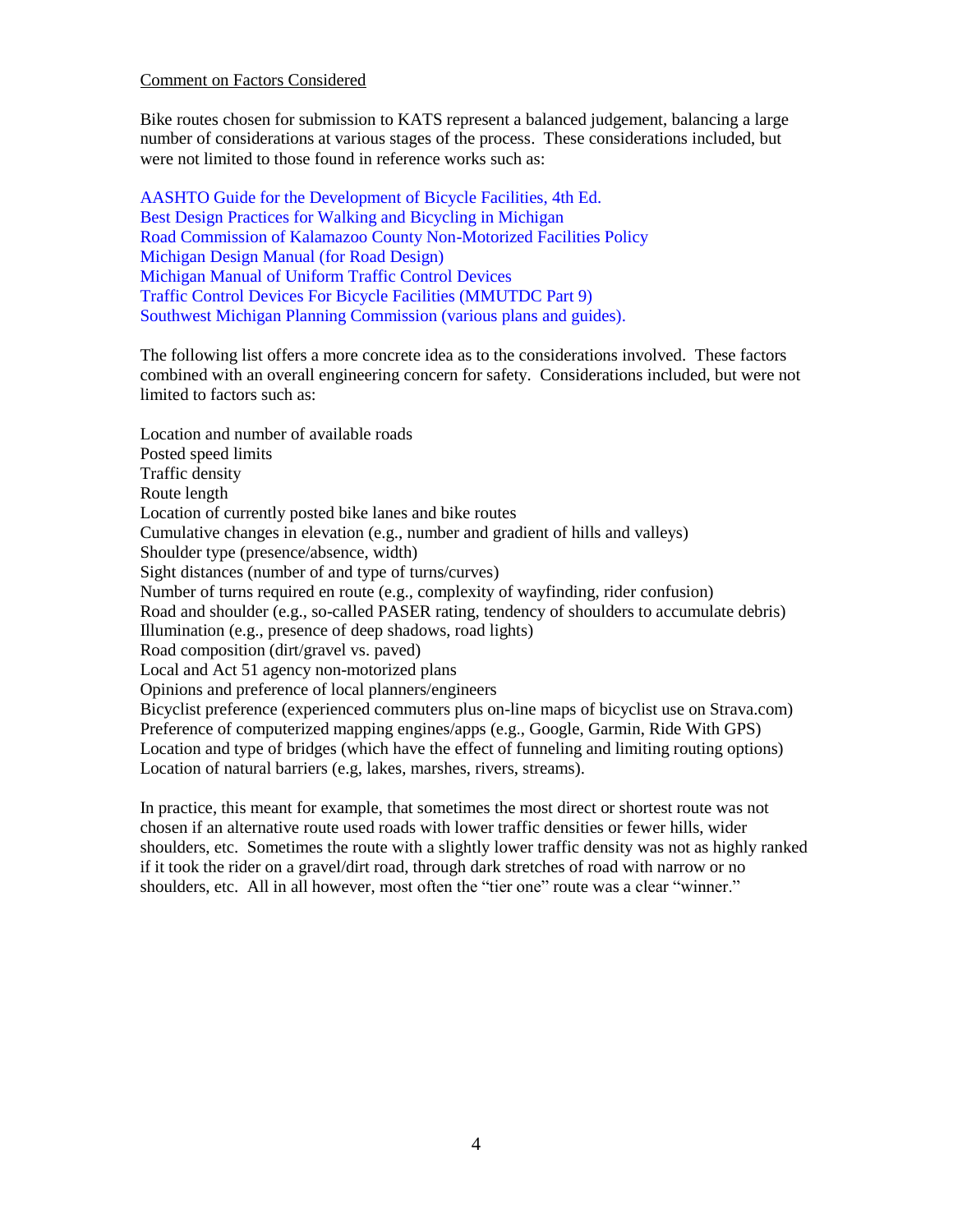Comment on Factors Considered

Bike routes chosen for submission to KATS represent a balanced judgement, balancing a large number of considerations at various stages of the process. These considerations included, but were not limited to those found in reference works such as:

AASHTO Guide for the Development of Bicycle Facilities, 4th Ed.
Best Design Practices for Walking and Bicycling in Michigan
Road Commission of Kalamazoo County Non-Motorized Facilities Policy
Michigan Design Manual (for Road Design)
Michigan Manual of Uniform Traffic Control Devices
Traffic Control Devices For Bicycle Facilities (MMUTDC Part 9)
Southwest Michigan Planning Commission (various plans and guides).

The following list offers a more concrete idea as to the considerations involved. These factors combined with an overall engineering concern for safety. Considerations included, but were not limited to factors such as:

Location and number of available roads
Posted speed limits
Traffic density
Route length
Location of currently posted bike lanes and bike routes
Cumulative changes in elevation (e.g., number and gradient of hills and valleys)
Shoulder type (presence/absence, width)
Sight distances (number of and type of turns/curves)
Number of turns required en route (e.g., complexity of wayfinding, rider confusion)
Road and shoulder (e.g., so-called PASER rating, tendency of shoulders to accumulate debris)
Illumination (e.g., presence of deep shadows, road lights)
Road composition (dirt/gravel vs. paved)
Local and Act 51 agency non-motorized plans
Opinions and preference of local planners/engineers
Bicyclist preference (experienced commuters plus on-line maps of bicyclist use on Strava.com)
Preference of computerized mapping engines/apps (e.g., Google, Garmin, Ride With GPS)
Location and type of bridges (which have the effect of funneling and limiting routing options)
Location of natural barriers (e.g, lakes, marshes, rivers, streams).

In practice, this meant for example, that sometimes the most direct or shortest route was not chosen if an alternative route used roads with lower traffic densities or fewer hills, wider shoulders, etc. Sometimes the route with a slightly lower traffic density was not as highly ranked if it took the rider on a gravel/dirt road, through dark stretches of road with narrow or no shoulders, etc. All in all however, most often the "tier one" route was a clear "winner."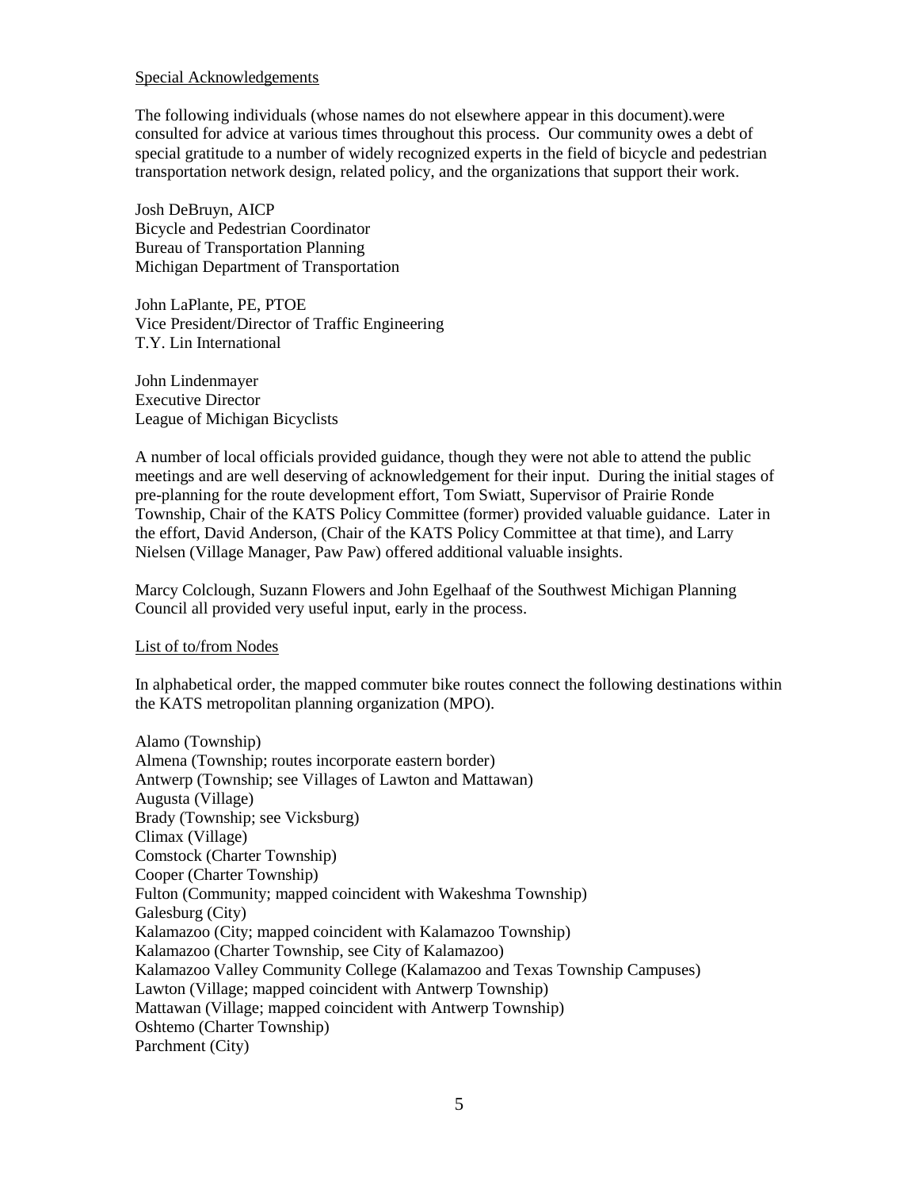Special Acknowledgements

The following individuals (whose names do not elsewhere appear in this document).were consulted for advice at various times throughout this process. Our community owes a debt of special gratitude to a number of widely recognized experts in the field of bicycle and pedestrian transportation network design, related policy, and the organizations that support their work.

Josh DeBruyn, AICP  
Bicycle and Pedestrian Coordinator  
Bureau of Transportation Planning  
Michigan Department of Transportation

John LaPlante, PE, PTOE  
Vice President/Director of Traffic Engineering  
T.Y. Lin International

John Lindenmayer  
Executive Director  
League of Michigan Bicyclists

A number of local officials provided guidance, though they were not able to attend the public meetings and are well deserving of acknowledgement for their input. During the initial stages of pre-planning for the route development effort, Tom Swiatt, Supervisor of Prairie Ronde Township, Chair of the KATS Policy Committee (former) provided valuable guidance. Later in the effort, David Anderson, (Chair of the KATS Policy Committee at that time), and Larry Nielsen (Village Manager, Paw Paw) offered additional valuable insights.

Marcy Colclough, Suzann Flowers and John Egelhaaf of the Southwest Michigan Planning Council all provided very useful input, early in the process.

List of to/from Nodes

In alphabetical order, the mapped commuter bike routes connect the following destinations within the KATS metropolitan planning organization (MPO).

Alamo (Township)  
Almena (Township; routes incorporate eastern border)  
Antwerp (Township; see Villages of Lawton and Mattawan)  
Augusta (Village)  
Brady (Township; see Vicksburg)  
Climax (Village)  
Comstock (Charter Township)  
Cooper (Charter Township)  
Fulton (Community; mapped coincident with Wakeshma Township)  
Galesburg (City)  
Kalamazoo (City; mapped coincident with Kalamazoo Township)  
Kalamazoo (Charter Township, see City of Kalamazoo)  
Kalamazoo Valley Community College (Kalamazoo and Texas Township Campuses)  
Lawton (Village; mapped coincident with Antwerp Township)  
Mattawan (Village; mapped coincident with Antwerp Township)  
Oshtemo (Charter Township)  
Parchment (City)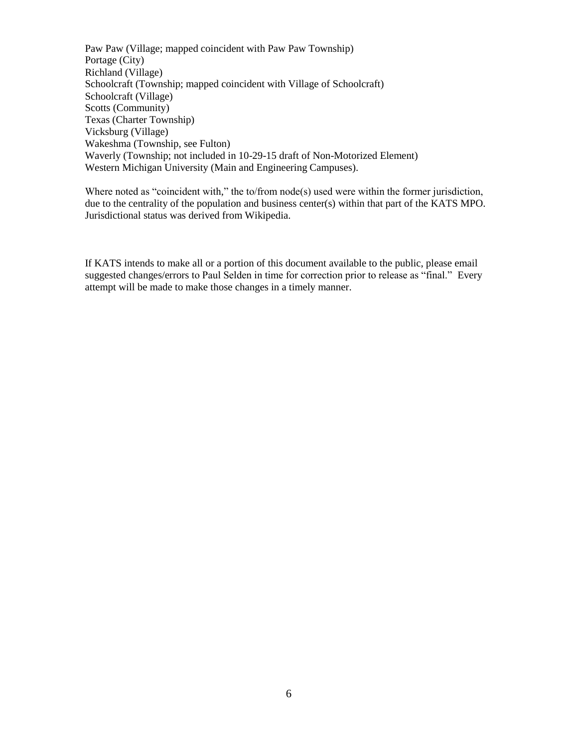Paw Paw (Village; mapped coincident with Paw Paw Township)
Portage (City)
Richland (Village)
Schoolcraft (Township; mapped coincident with Village of Schoolcraft)
Schoolcraft (Village)
Scotts (Community)
Texas (Charter Township)
Vicksburg (Village)
Wakeshma (Township, see Fulton)
Waverly (Township; not included in 10-29-15 draft of Non-Motorized Element)
Western Michigan University (Main and Engineering Campuses).

Where noted as "coincident with," the to/from node(s) used were within the former jurisdiction, due to the centrality of the population and business center(s) within that part of the KATS MPO. Jurisdictional status was derived from Wikipedia.

If KATS intends to make all or a portion of this document available to the public, please email suggested changes/errors to Paul Selden in time for correction prior to release as "final." Every attempt will be made to make those changes in a timely manner.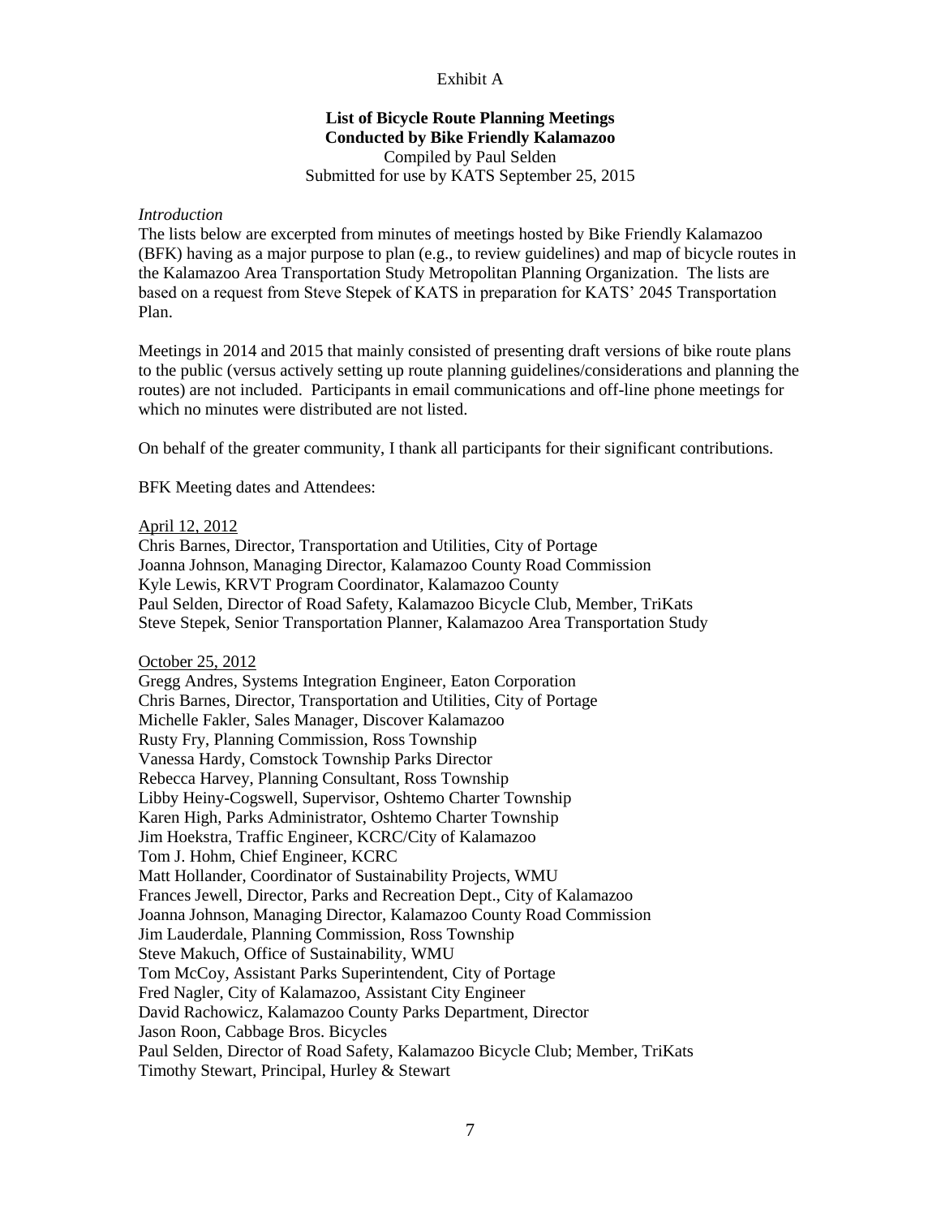Exhibit A

**List of Bicycle Route Planning Meetings**
**Conducted by Bike Friendly Kalamazoo**
Compiled by Paul Selden
Submitted for use by KATS September 25, 2015

*Introduction*

The lists below are excerpted from minutes of meetings hosted by Bike Friendly Kalamazoo (BFK) having as a major purpose to plan (e.g., to review guidelines) and map of bicycle routes in the Kalamazoo Area Transportation Study Metropolitan Planning Organization. The lists are based on a request from Steve Stepek of KATS in preparation for KATS' 2045 Transportation Plan.

Meetings in 2014 and 2015 that mainly consisted of presenting draft versions of bike route plans to the public (versus actively setting up route planning guidelines/considerations and planning the routes) are not included. Participants in email communications and off-line phone meetings for which no minutes were distributed are not listed.

On behalf of the greater community, I thank all participants for their significant contributions.

BFK Meeting dates and Attendees:

<u>April 12, 2012</u>

Chris Barnes, Director, Transportation and Utilities, City of Portage
Joanna Johnson, Managing Director, Kalamazoo County Road Commission
Kyle Lewis, KRVT Program Coordinator, Kalamazoo County
Paul Selden, Director of Road Safety, Kalamazoo Bicycle Club, Member, TriKats
Steve Stepek, Senior Transportation Planner, Kalamazoo Area Transportation Study

<u>October 25, 2012</u>

Gregg Andres, Systems Integration Engineer, Eaton Corporation
Chris Barnes, Director, Transportation and Utilities, City of Portage
Michelle Fakler, Sales Manager, Discover Kalamazoo
Rusty Fry, Planning Commission, Ross Township
Vanessa Hardy, Comstock Township Parks Director
Rebecca Harvey, Planning Consultant, Ross Township
Libby Heiny-Cogswell, Supervisor, Oshtemo Charter Township
Karen High, Parks Administrator, Oshtemo Charter Township
Jim Hoekstra, Traffic Engineer, KCRC/City of Kalamazoo
Tom J. Hohm, Chief Engineer, KCRC
Matt Hollander, Coordinator of Sustainability Projects, WMU
Frances Jewell, Director, Parks and Recreation Dept., City of Kalamazoo
Joanna Johnson, Managing Director, Kalamazoo County Road Commission
Jim Lauderdale, Planning Commission, Ross Township
Steve Makuch, Office of Sustainability, WMU
Tom McCoy, Assistant Parks Superintendent, City of Portage
Fred Nagler, City of Kalamazoo, Assistant City Engineer
David Rachowicz, Kalamazoo County Parks Department, Director
Jason Roon, Cabbage Bros. Bicycles
Paul Selden, Director of Road Safety, Kalamazoo Bicycle Club; Member, TriKats
Timothy Stewart, Principal, Hurley & Stewart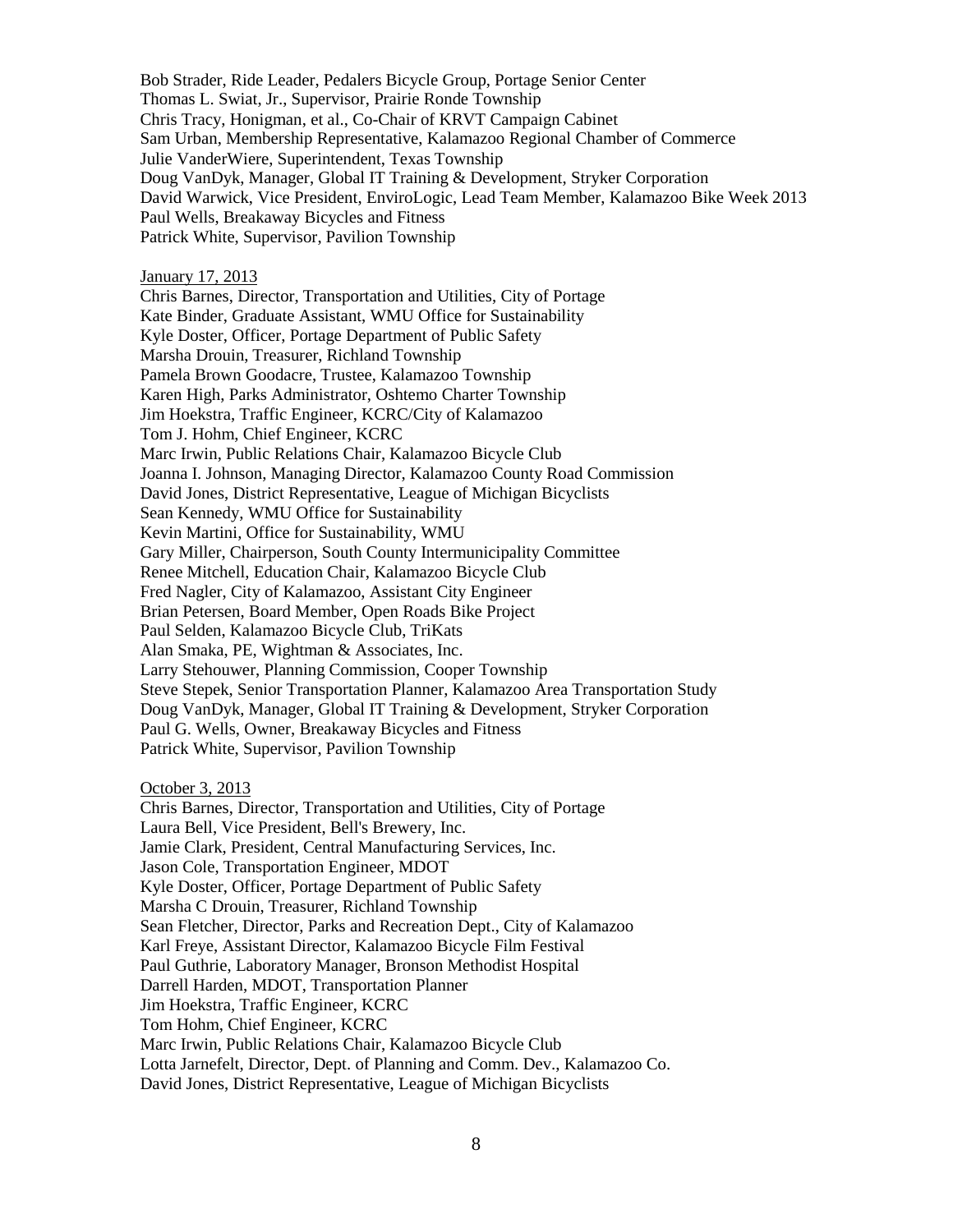Bob Strader, Ride Leader, Pedalers Bicycle Group, Portage Senior Center
Thomas L. Swiat, Jr., Supervisor, Prairie Ronde Township
Chris Tracy, Honigman, et al., Co-Chair of KRVT Campaign Cabinet
Sam Urban, Membership Representative, Kalamazoo Regional Chamber of Commerce
Julie VanderWiere, Superintendent, Texas Township
Doug VanDyk, Manager, Global IT Training & Development, Stryker Corporation
David Warwick, Vice President, EnviroLogic, Lead Team Member, Kalamazoo Bike Week 2013
Paul Wells, Breakaway Bicycles and Fitness
Patrick White, Supervisor, Pavilion Township

January 17, 2013

Chris Barnes, Director, Transportation and Utilities, City of Portage
Kate Binder, Graduate Assistant, WMU Office for Sustainability
Kyle Doster, Officer, Portage Department of Public Safety
Marsha Drouin, Treasurer, Richland Township
Pamela Brown Goodacre, Trustee, Kalamazoo Township
Karen High, Parks Administrator, Oshtemo Charter Township
Jim Hoekstra, Traffic Engineer, KCRC/City of Kalamazoo
Tom J. Hohm, Chief Engineer, KCRC
Marc Irwin, Public Relations Chair, Kalamazoo Bicycle Club
Joanna I. Johnson, Managing Director, Kalamazoo County Road Commission
David Jones, District Representative, League of Michigan Bicyclists
Sean Kennedy, WMU Office for Sustainability
Kevin Martini, Office for Sustainability, WMU
Gary Miller, Chairperson, South County Intermunicipality Committee
Renee Mitchell, Education Chair, Kalamazoo Bicycle Club
Fred Nagler, City of Kalamazoo, Assistant City Engineer
Brian Petersen, Board Member, Open Roads Bike Project
Paul Selden, Kalamazoo Bicycle Club, TriKats
Alan Smaka, PE, Wightman & Associates, Inc.
Larry Stehouwer, Planning Commission, Cooper Township
Steve Stepek, Senior Transportation Planner, Kalamazoo Area Transportation Study
Doug VanDyk, Manager, Global IT Training & Development, Stryker Corporation
Paul G. Wells, Owner, Breakaway Bicycles and Fitness
Patrick White, Supervisor, Pavilion Township

October 3, 2013

Chris Barnes, Director, Transportation and Utilities, City of Portage
Laura Bell, Vice President, Bell's Brewery, Inc.
Jamie Clark, President, Central Manufacturing Services, Inc.
Jason Cole, Transportation Engineer, MDOT
Kyle Doster, Officer, Portage Department of Public Safety
Marsha C Drouin, Treasurer, Richland Township
Sean Fletcher, Director, Parks and Recreation Dept., City of Kalamazoo
Karl Freye, Assistant Director, Kalamazoo Bicycle Film Festival
Paul Guthrie, Laboratory Manager, Bronson Methodist Hospital
Darrell Harden, MDOT, Transportation Planner
Jim Hoekstra, Traffic Engineer, KCRC
Tom Hohm, Chief Engineer, KCRC
Marc Irwin, Public Relations Chair, Kalamazoo Bicycle Club
Lotta Jarnefelt, Director, Dept. of Planning and Comm. Dev., Kalamazoo Co.
David Jones, District Representative, League of Michigan Bicyclists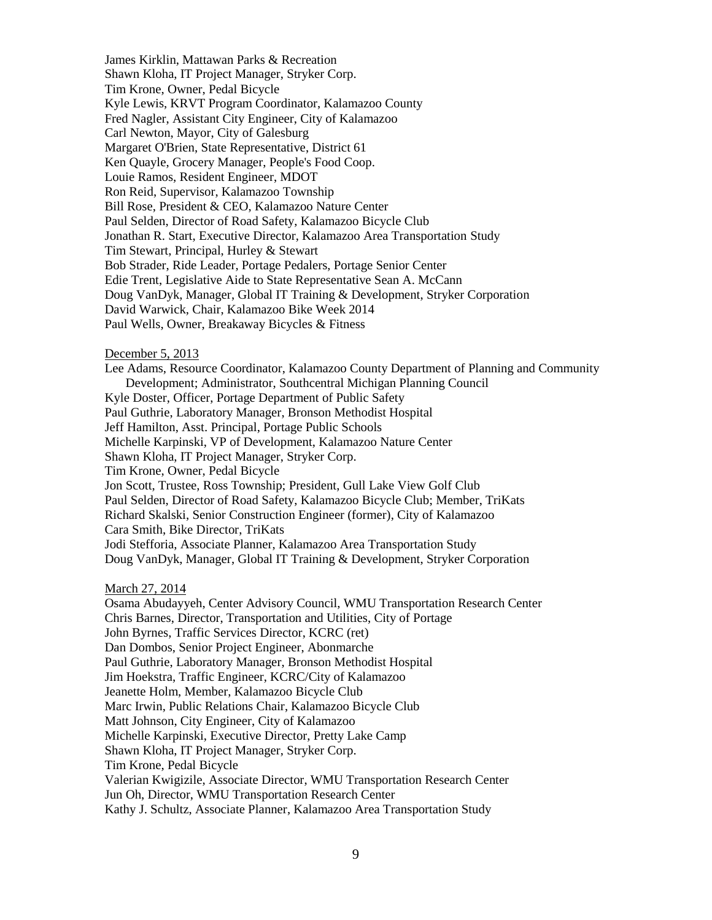James Kirklin, Mattawan Parks & Recreation
Shawn Kloha, IT Project Manager, Stryker Corp.
Tim Krone, Owner, Pedal Bicycle
Kyle Lewis, KRVT Program Coordinator, Kalamazoo County
Fred Nagler, Assistant City Engineer, City of Kalamazoo
Carl Newton, Mayor, City of Galesburg
Margaret O'Brien, State Representative, District 61
Ken Quayle, Grocery Manager, People's Food Coop.
Louie Ramos, Resident Engineer, MDOT
Ron Reid, Supervisor, Kalamazoo Township
Bill Rose, President & CEO, Kalamazoo Nature Center
Paul Selden, Director of Road Safety, Kalamazoo Bicycle Club
Jonathan R. Start, Executive Director, Kalamazoo Area Transportation Study
Tim Stewart, Principal, Hurley & Stewart
Bob Strader, Ride Leader, Portage Pedalers, Portage Senior Center
Edie Trent, Legislative Aide to State Representative Sean A. McCann
Doug VanDyk, Manager, Global IT Training & Development, Stryker Corporation
David Warwick, Chair, Kalamazoo Bike Week 2014
Paul Wells, Owner, Breakaway Bicycles & Fitness

<u>December 5, 2013</u>

Lee Adams, Resource Coordinator, Kalamazoo County Department of Planning and Community Development; Administrator, Southcentral Michigan Planning Council
Kyle Doster, Officer, Portage Department of Public Safety
Paul Guthrie, Laboratory Manager, Bronson Methodist Hospital
Jeff Hamilton, Asst. Principal, Portage Public Schools
Michelle Karpinski, VP of Development, Kalamazoo Nature Center
Shawn Kloha, IT Project Manager, Stryker Corp.
Tim Krone, Owner, Pedal Bicycle
Jon Scott, Trustee, Ross Township; President, Gull Lake View Golf Club
Paul Selden, Director of Road Safety, Kalamazoo Bicycle Club; Member, TriKats
Richard Skalski, Senior Construction Engineer (former), City of Kalamazoo
Cara Smith, Bike Director, TriKats
Jodi Stefforia, Associate Planner, Kalamazoo Area Transportation Study
Doug VanDyk, Manager, Global IT Training & Development, Stryker Corporation

<u>March 27, 2014</u>

Osama Abudayyeh, Center Advisory Council, WMU Transportation Research Center
Chris Barnes, Director, Transportation and Utilities, City of Portage
John Byrnes, Traffic Services Director, KCRC (ret)
Dan Dombos, Senior Project Engineer, Abonmarche
Paul Guthrie, Laboratory Manager, Bronson Methodist Hospital
Jim Hoekstra, Traffic Engineer, KCRC/City of Kalamazoo
Jeanette Holm, Member, Kalamazoo Bicycle Club
Marc Irwin, Public Relations Chair, Kalamazoo Bicycle Club
Matt Johnson, City Engineer, City of Kalamazoo
Michelle Karpinski, Executive Director, Pretty Lake Camp
Shawn Kloha, IT Project Manager, Stryker Corp.
Tim Krone, Pedal Bicycle
Valerian Kwigizile, Associate Director, WMU Transportation Research Center
Jun Oh, Director, WMU Transportation Research Center
Kathy J. Schultz, Associate Planner, Kalamazoo Area Transportation Study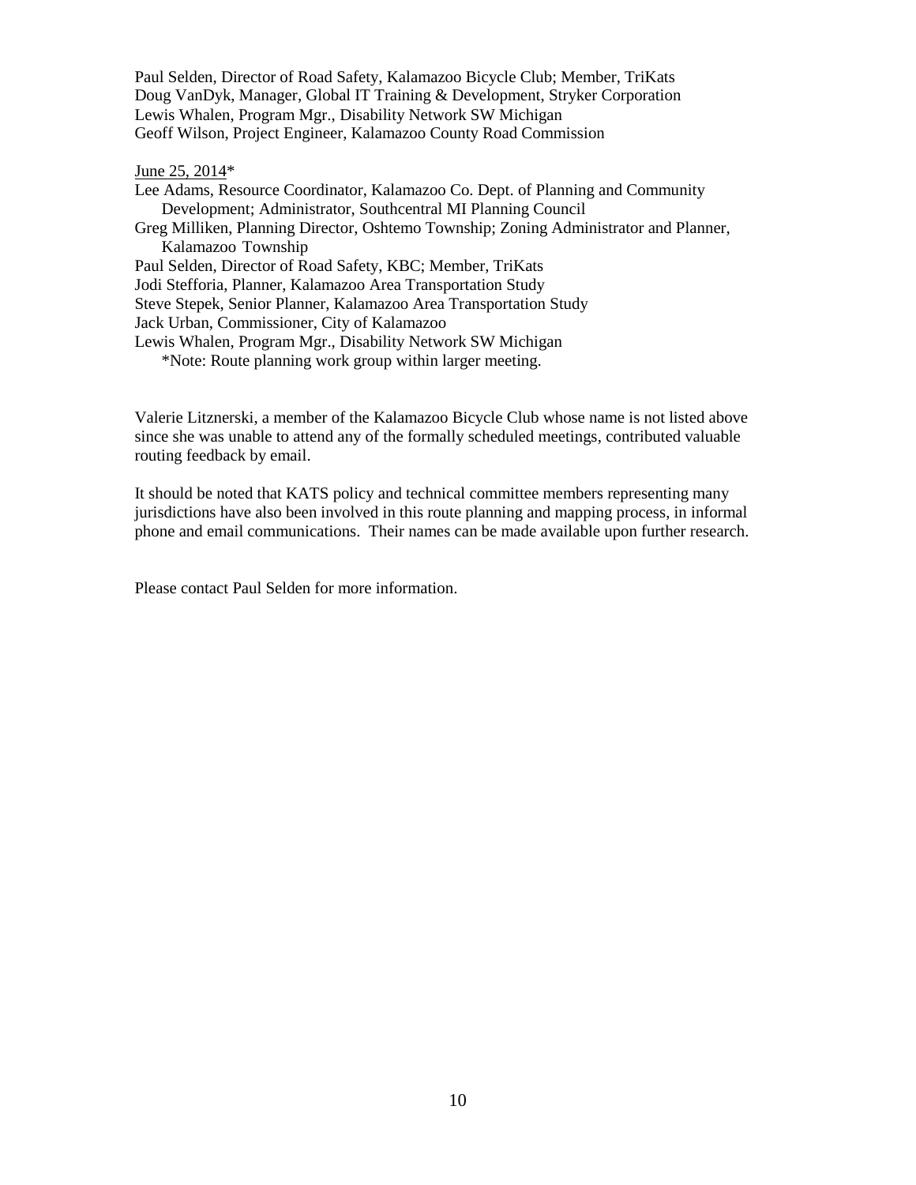Paul Selden, Director of Road Safety, Kalamazoo Bicycle Club; Member, TriKats
Doug VanDyk, Manager, Global IT Training & Development, Stryker Corporation
Lewis Whalen, Program Mgr., Disability Network SW Michigan
Geoff Wilson, Project Engineer, Kalamazoo County Road Commission

June 25, 2014*

Lee Adams, Resource Coordinator, Kalamazoo Co. Dept. of Planning and Community Development; Administrator, Southcentral MI Planning Council
Greg Milliken, Planning Director, Oshtemo Township; Zoning Administrator and Planner, Kalamazoo Township
Paul Selden, Director of Road Safety, KBC; Member, TriKats
Jodi Stefforia, Planner, Kalamazoo Area Transportation Study
Steve Stepek, Senior Planner, Kalamazoo Area Transportation Study
Jack Urban, Commissioner, City of Kalamazoo
Lewis Whalen, Program Mgr., Disability Network SW Michigan
*Note: Route planning work group within larger meeting.

Valerie Litznerski, a member of the Kalamazoo Bicycle Club whose name is not listed above since she was unable to attend any of the formally scheduled meetings, contributed valuable routing feedback by email.

It should be noted that KATS policy and technical committee members representing many jurisdictions have also been involved in this route planning and mapping process, in informal phone and email communications. Their names can be made available upon further research.

Please contact Paul Selden for more information.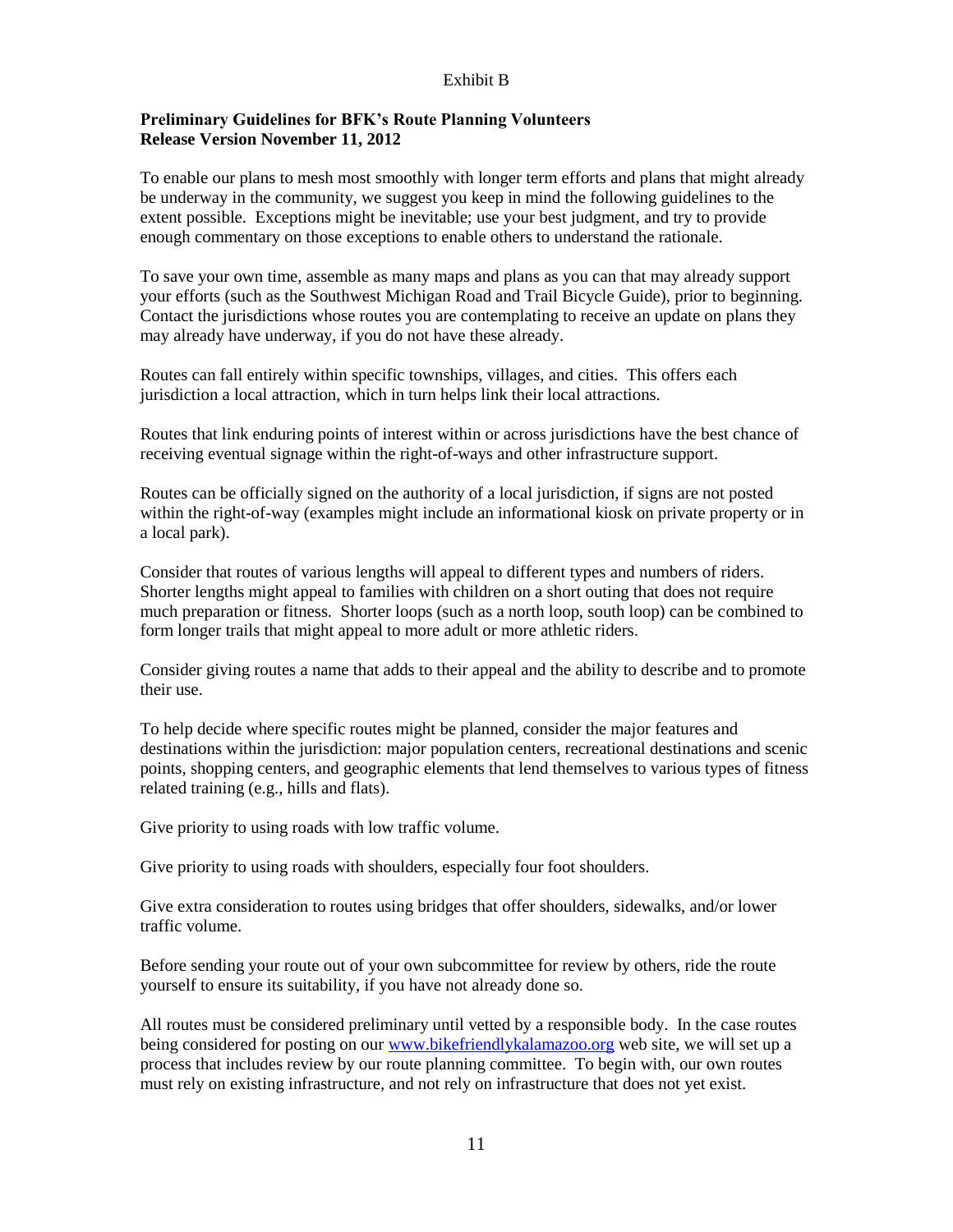Exhibit B

**Preliminary Guidelines for BFK's Route Planning Volunteers**
**Release Version November 11, 2012**

To enable our plans to mesh most smoothly with longer term efforts and plans that might already be underway in the community, we suggest you keep in mind the following guidelines to the extent possible. Exceptions might be inevitable; use your best judgment, and try to provide enough commentary on those exceptions to enable others to understand the rationale.

To save your own time, assemble as many maps and plans as you can that may already support your efforts (such as the Southwest Michigan Road and Trail Bicycle Guide), prior to beginning. Contact the jurisdictions whose routes you are contemplating to receive an update on plans they may already have underway, if you do not have these already.

Routes can fall entirely within specific townships, villages, and cities. This offers each jurisdiction a local attraction, which in turn helps link their local attractions.

Routes that link enduring points of interest within or across jurisdictions have the best chance of receiving eventual signage within the right-of-ways and other infrastructure support.

Routes can be officially signed on the authority of a local jurisdiction, if signs are not posted within the right-of-way (examples might include an informational kiosk on private property or in a local park).

Consider that routes of various lengths will appeal to different types and numbers of riders. Shorter lengths might appeal to families with children on a short outing that does not require much preparation or fitness. Shorter loops (such as a north loop, south loop) can be combined to form longer trails that might appeal to more adult or more athletic riders.

Consider giving routes a name that adds to their appeal and the ability to describe and to promote their use.

To help decide where specific routes might be planned, consider the major features and destinations within the jurisdiction: major population centers, recreational destinations and scenic points, shopping centers, and geographic elements that lend themselves to various types of fitness related training (e.g., hills and flats).

Give priority to using roads with low traffic volume.

Give priority to using roads with shoulders, especially four foot shoulders.

Give extra consideration to routes using bridges that offer shoulders, sidewalks, and/or lower traffic volume.

Before sending your route out of your own subcommittee for review by others, ride the route yourself to ensure its suitability, if you have not already done so.

All routes must be considered preliminary until vetted by a responsible body. In the case routes being considered for posting on our [www.bikefriendlykalamazoo.org](http://www.bikefriendlykalamazoo.org) web site, we will set up a process that includes review by our route planning committee. To begin with, our own routes must rely on existing infrastructure, and not rely on infrastructure that does not yet exist.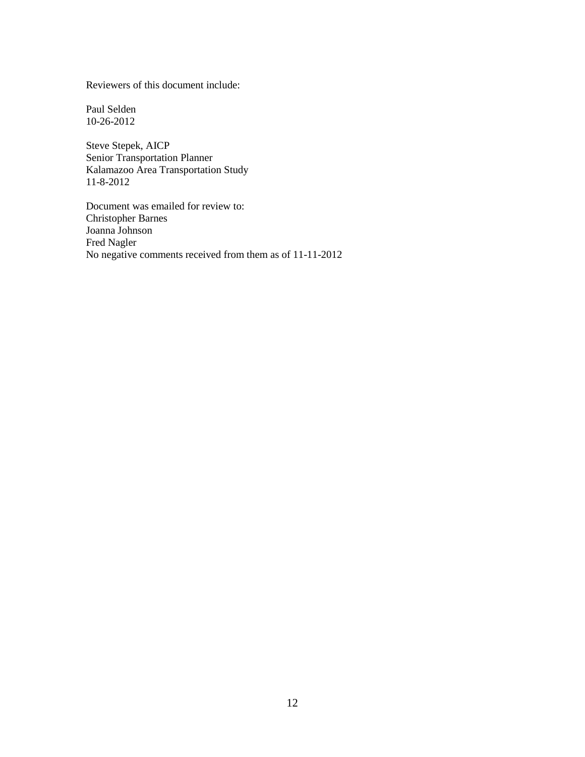Reviewers of this document include:

Paul Selden  
10-26-2012

Steve Stepek, AICP  
Senior Transportation Planner  
Kalamazoo Area Transportation Study  
11-8-2012

Document was emailed for review to:  
Christopher Barnes  
Joanna Johnson  
Fred Nagler  
No negative comments received from them as of 11-11-2012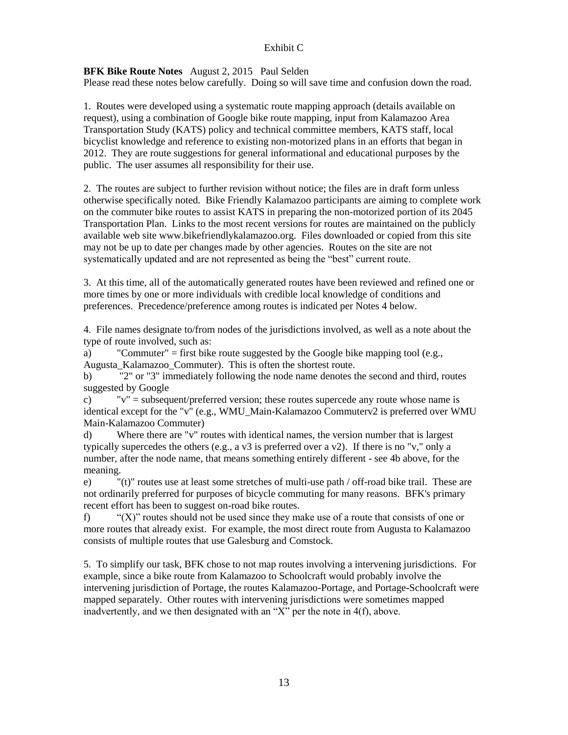Exhibit C

**BFK Bike Route Notes** August 2, 2015 Paul Selden

Please read these notes below carefully. Doing so will save time and confusion down the road.

1. Routes were developed using a systematic route mapping approach (details available on request), using a combination of Google bike route mapping, input from Kalamazoo Area Transportation Study (KATS) policy and technical committee members, KATS staff, local bicyclist knowledge and reference to existing non-motorized plans in an efforts that began in 2012. They are route suggestions for general informational and educational purposes by the public. The user assumes all responsibility for their use.

2. The routes are subject to further revision without notice; the files are in draft form unless otherwise specifically noted. Bike Friendly Kalamazoo participants are aiming to complete work on the commuter bike routes to assist KATS in preparing the non-motorized portion of its 2045 Transportation Plan. Links to the most recent versions for routes are maintained on the publicly available web site www.bikefriendlykalamazoo.org. Files downloaded or copied from this site may not be up to date per changes made by other agencies. Routes on the site are not systematically updated and are not represented as being the "best" current route.

3. At this time, all of the automatically generated routes have been reviewed and refined one or more times by one or more individuals with credible local knowledge of conditions and preferences. Precedence/preference among routes is indicated per Notes 4 below.

4. File names designate to/from nodes of the jurisdictions involved, as well as a note about the type of route involved, such as:

a) "Commuter" = first bike route suggested by the Google bike mapping tool (e.g., Augusta_Kalamazoo_Commuter). This is often the shortest route.

b) "2" or "3" immediately following the node name denotes the second and third, routes suggested by Google

c) "v" = subsequent/preferred version; these routes supercede any route whose name is identical except for the "v" (e.g., WMU_Main-Kalamazoo Commuterv2 is preferred over WMU Main-Kalamazoo Commuter)

d) Where there are "v" routes with identical names, the version number that is largest typically supercedes the others (e.g., a v3 is preferred over a v2). If there is no "v," only a number, after the node name, that means something entirely different - see 4b above, for the meaning.

e) "(t)" routes use at least some stretches of multi-use path / off-road bike trail. These are not ordinarily preferred for purposes of bicycle commuting for many reasons. BFK's primary recent effort has been to suggest on-road bike routes.

f) "(X)" routes should not be used since they make use of a route that consists of one or more routes that already exist. For example, the most direct route from Augusta to Kalamazoo consists of multiple routes that use Galesburg and Comstock.

5. To simplify our task, BFK chose to not map routes involving a intervening jurisdictions. For example, since a bike route from Kalamazoo to Schoolcraft would probably involve the intervening jurisdiction of Portage, the routes Kalamazoo-Portage, and Portage-Schoolcraft were mapped separately. Other routes with intervening jurisdictions were sometimes mapped inadvertently, and we then designated with an "X" per the note in 4(f), above.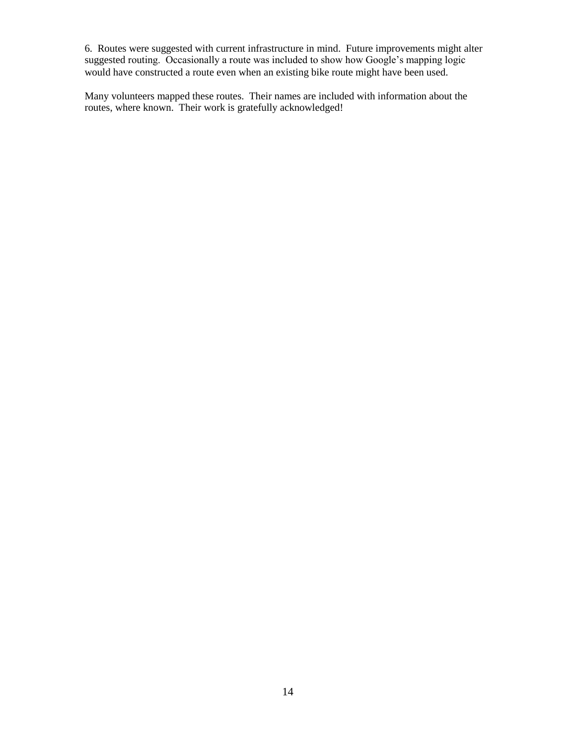6. Routes were suggested with current infrastructure in mind. Future improvements might alter suggested routing. Occasionally a route was included to show how Google's mapping logic would have constructed a route even when an existing bike route might have been used.

Many volunteers mapped these routes. Their names are included with information about the routes, where known. Their work is gratefully acknowledged!